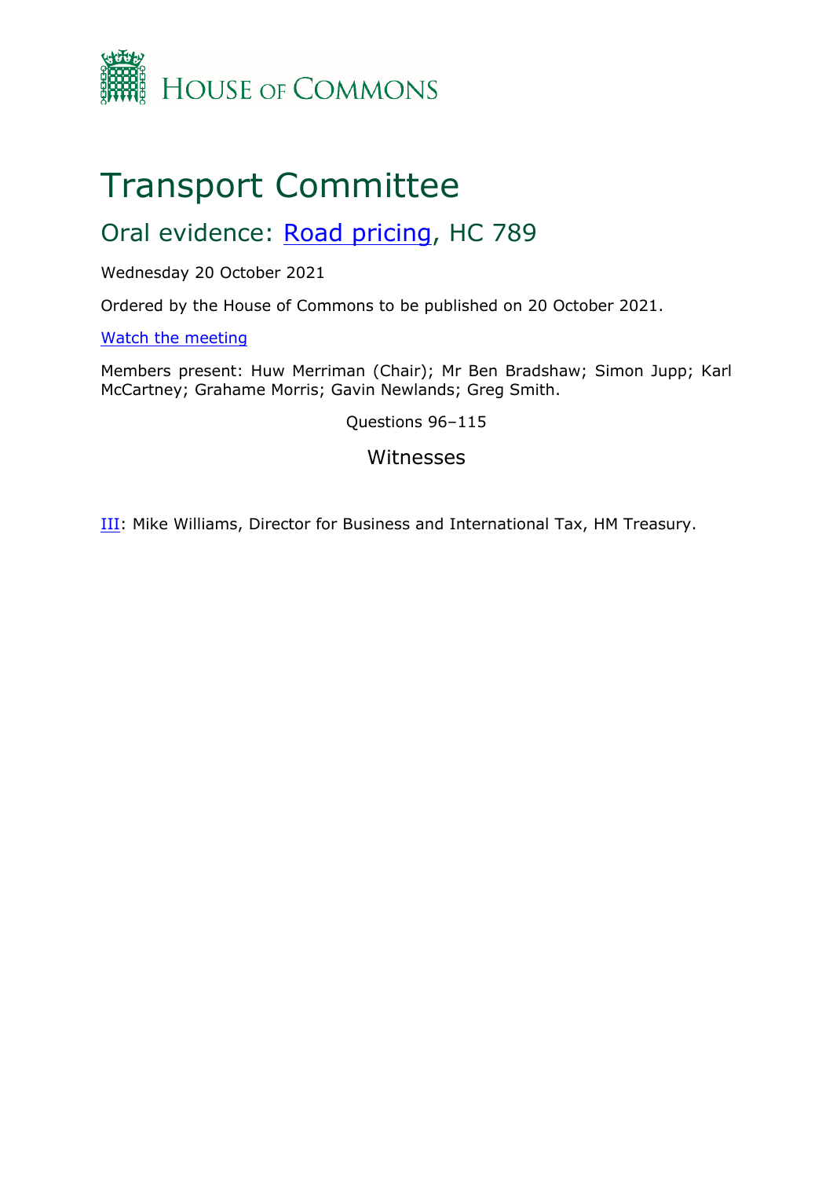HOUSE OF COMMONS

# Transport Committee

## Oral evidence: [Road pricing](), HC 789

Wednesday 20 October 2021

Ordered by the House of Commons to be published on 20 October 2021.

[Watch the meeting]()

Members present: Huw Merriman (Chair); Mr Ben Bradshaw; Simon Jupp; Karl McCartney; Grahame Morris; Gavin Newlands; Greg Smith.

Questions 96–115

### Witnesses

[III](): Mike Williams, Director for Business and International Tax, HM Treasury.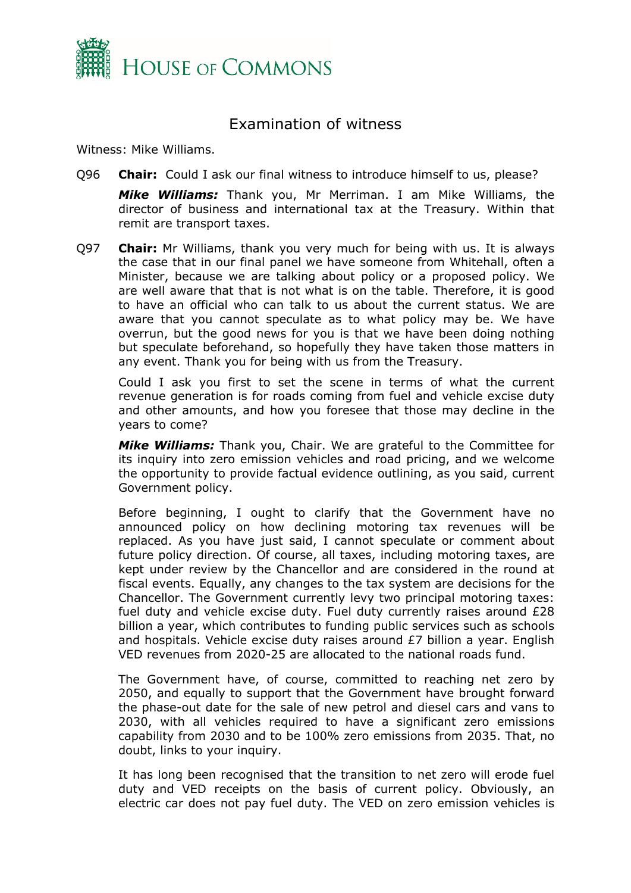# Examination of witness

Witness: Mike Williams.

Q96 **Chair:** Could I ask our final witness to introduce himself to us, please?

***Mike Williams:*** Thank you, Mr Merriman. I am Mike Williams, the director of business and international tax at the Treasury. Within that remit are transport taxes.

Q97 **Chair:** Mr Williams, thank you very much for being with us. It is always the case that in our final panel we have someone from Whitehall, often a Minister, because we are talking about policy or a proposed policy. We are well aware that that is not what is on the table. Therefore, it is good to have an official who can talk to us about the current status. We are aware that you cannot speculate as to what policy may be. We have overrun, but the good news for you is that we have been doing nothing but speculate beforehand, so hopefully they have taken those matters in any event. Thank you for being with us from the Treasury.

Could I ask you first to set the scene in terms of what the current revenue generation is for roads coming from fuel and vehicle excise duty and other amounts, and how you foresee that those may decline in the years to come?

***Mike Williams:*** Thank you, Chair. We are grateful to the Committee for its inquiry into zero emission vehicles and road pricing, and we welcome the opportunity to provide factual evidence outlining, as you said, current Government policy.

Before beginning, I ought to clarify that the Government have no announced policy on how declining motoring tax revenues will be replaced. As you have just said, I cannot speculate or comment about future policy direction. Of course, all taxes, including motoring taxes, are kept under review by the Chancellor and are considered in the round at fiscal events. Equally, any changes to the tax system are decisions for the Chancellor. The Government currently levy two principal motoring taxes: fuel duty and vehicle excise duty. Fuel duty currently raises around £28 billion a year, which contributes to funding public services such as schools and hospitals. Vehicle excise duty raises around £7 billion a year. English VED revenues from 2020-25 are allocated to the national roads fund.

The Government have, of course, committed to reaching net zero by 2050, and equally to support that the Government have brought forward the phase-out date for the sale of new petrol and diesel cars and vans to 2030, with all vehicles required to have a significant zero emissions capability from 2030 and to be 100% zero emissions from 2035. That, no doubt, links to your inquiry.

It has long been recognised that the transition to net zero will erode fuel duty and VED receipts on the basis of current policy. Obviously, an electric car does not pay fuel duty. The VED on zero emission vehicles is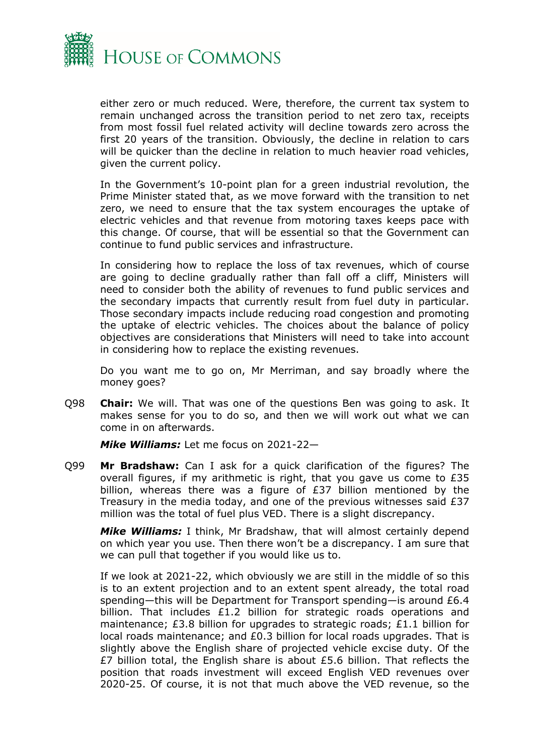either zero or much reduced. Were, therefore, the current tax system to remain unchanged across the transition period to net zero tax, receipts from most fossil fuel related activity will decline towards zero across the first 20 years of the transition. Obviously, the decline in relation to cars will be quicker than the decline in relation to much heavier road vehicles, given the current policy.

In the Government's 10-point plan for a green industrial revolution, the Prime Minister stated that, as we move forward with the transition to net zero, we need to ensure that the tax system encourages the uptake of electric vehicles and that revenue from motoring taxes keeps pace with this change. Of course, that will be essential so that the Government can continue to fund public services and infrastructure.

In considering how to replace the loss of tax revenues, which of course are going to decline gradually rather than fall off a cliff, Ministers will need to consider both the ability of revenues to fund public services and the secondary impacts that currently result from fuel duty in particular. Those secondary impacts include reducing road congestion and promoting the uptake of electric vehicles. The choices about the balance of policy objectives are considerations that Ministers will need to take into account in considering how to replace the existing revenues.

Do you want me to go on, Mr Merriman, and say broadly where the money goes?

Q98 **Chair:** We will. That was one of the questions Ben was going to ask. It makes sense for you to do so, and then we will work out what we can come in on afterwards.

***Mike Williams:*** Let me focus on 2021-22—

Q99 **Mr Bradshaw:** Can I ask for a quick clarification of the figures? The overall figures, if my arithmetic is right, that you gave us come to £35 billion, whereas there was a figure of £37 billion mentioned by the Treasury in the media today, and one of the previous witnesses said £37 million was the total of fuel plus VED. There is a slight discrepancy.

***Mike Williams:*** I think, Mr Bradshaw, that will almost certainly depend on which year you use. Then there won't be a discrepancy. I am sure that we can pull that together if you would like us to.

If we look at 2021-22, which obviously we are still in the middle of so this is to an extent projection and to an extent spent already, the total road spending—this will be Department for Transport spending—is around £6.4 billion. That includes £1.2 billion for strategic roads operations and maintenance; £3.8 billion for upgrades to strategic roads; £1.1 billion for local roads maintenance; and £0.3 billion for local roads upgrades. That is slightly above the English share of projected vehicle excise duty. Of the £7 billion total, the English share is about £5.6 billion. That reflects the position that roads investment will exceed English VED revenues over 2020-25. Of course, it is not that much above the VED revenue, so the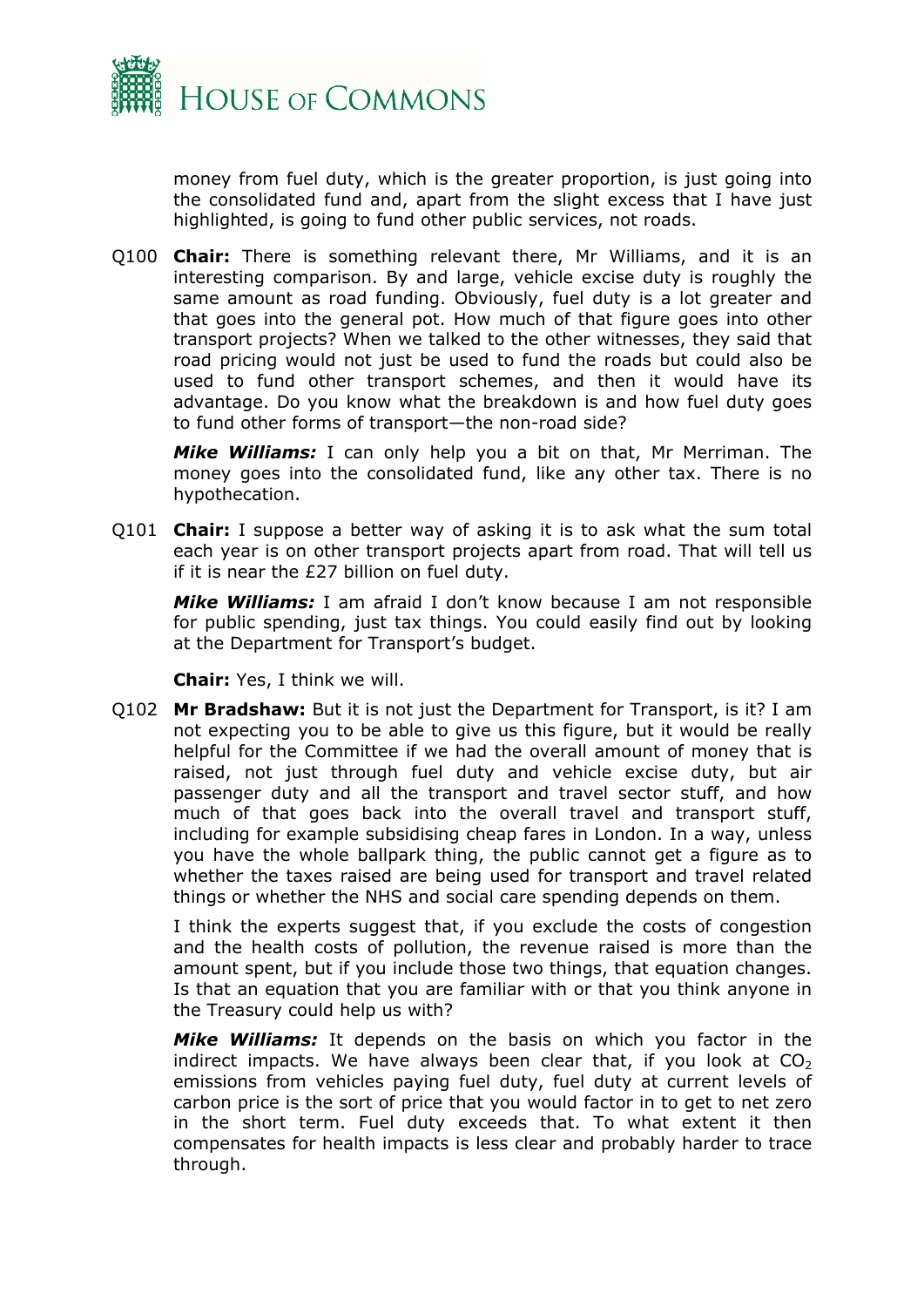money from fuel duty, which is the greater proportion, is just going into the consolidated fund and, apart from the slight excess that I have just highlighted, is going to fund other public services, not roads.

Q100 **Chair:** There is something relevant there, Mr Williams, and it is an interesting comparison. By and large, vehicle excise duty is roughly the same amount as road funding. Obviously, fuel duty is a lot greater and that goes into the general pot. How much of that figure goes into other transport projects? When we talked to the other witnesses, they said that road pricing would not just be used to fund the roads but could also be used to fund other transport schemes, and then it would have its advantage. Do you know what the breakdown is and how fuel duty goes to fund other forms of transport—the non-road side?

***Mike Williams:*** I can only help you a bit on that, Mr Merriman. The money goes into the consolidated fund, like any other tax. There is no hypothecation.

Q101 **Chair:** I suppose a better way of asking it is to ask what the sum total each year is on other transport projects apart from road. That will tell us if it is near the £27 billion on fuel duty.

***Mike Williams:*** I am afraid I don't know because I am not responsible for public spending, just tax things. You could easily find out by looking at the Department for Transport's budget.

**Chair:** Yes, I think we will.

Q102 **Mr Bradshaw:** But it is not just the Department for Transport, is it? I am not expecting you to be able to give us this figure, but it would be really helpful for the Committee if we had the overall amount of money that is raised, not just through fuel duty and vehicle excise duty, but air passenger duty and all the transport and travel sector stuff, and how much of that goes back into the overall travel and transport stuff, including for example subsidising cheap fares in London. In a way, unless you have the whole ballpark thing, the public cannot get a figure as to whether the taxes raised are being used for transport and travel related things or whether the NHS and social care spending depends on them.

I think the experts suggest that, if you exclude the costs of congestion and the health costs of pollution, the revenue raised is more than the amount spent, but if you include those two things, that equation changes. Is that an equation that you are familiar with or that you think anyone in the Treasury could help us with?

***Mike Williams:*** It depends on the basis on which you factor in the indirect impacts. We have always been clear that, if you look at $CO_2$ emissions from vehicles paying fuel duty, fuel duty at current levels of carbon price is the sort of price that you would factor in to get to net zero in the short term. Fuel duty exceeds that. To what extent it then compensates for health impacts is less clear and probably harder to trace through.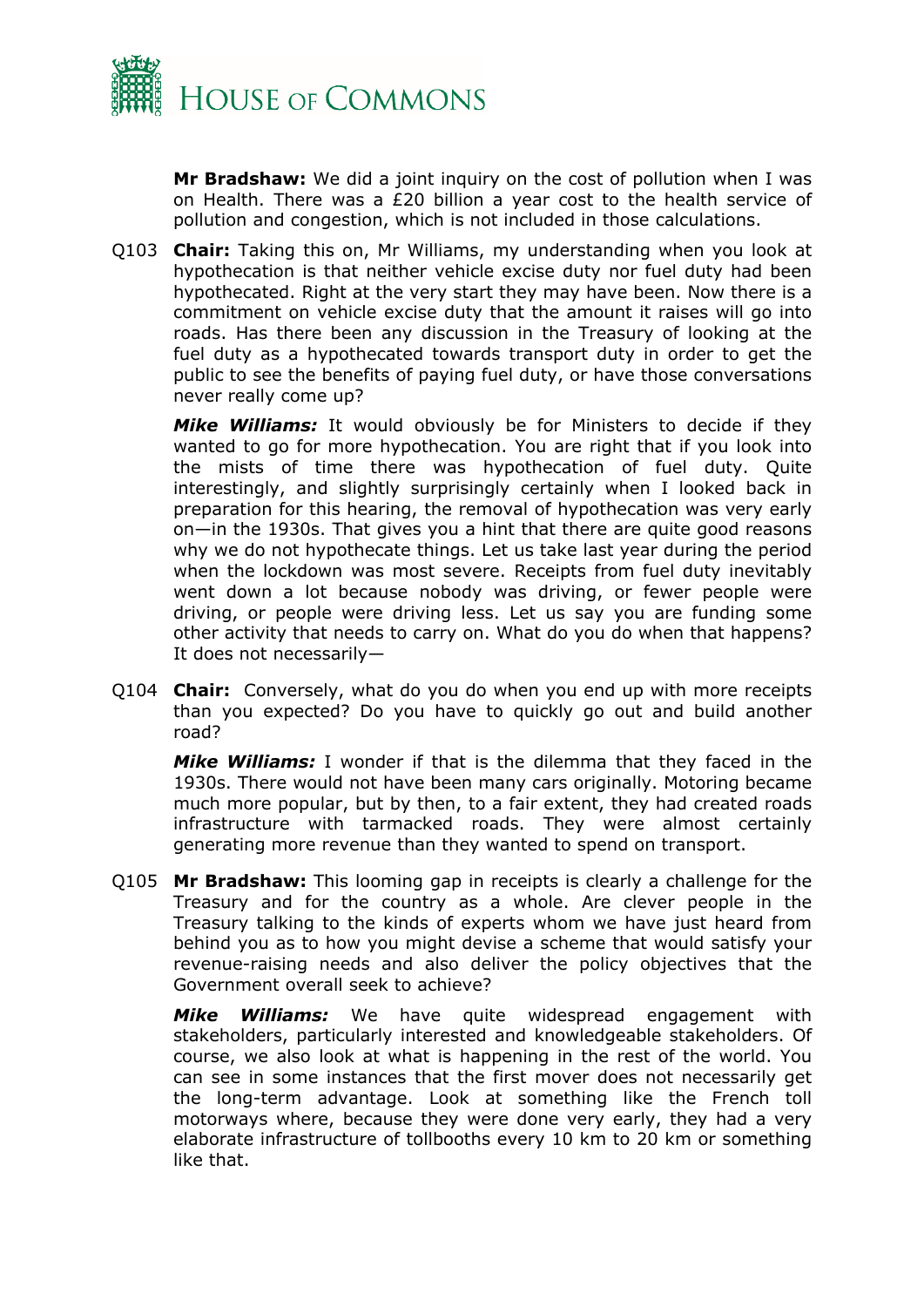**Mr Bradshaw:** We did a joint inquiry on the cost of pollution when I was on Health. There was a £20 billion a year cost to the health service of pollution and congestion, which is not included in those calculations.

Q103 **Chair:** Taking this on, Mr Williams, my understanding when you look at hypothecation is that neither vehicle excise duty nor fuel duty had been hypothecated. Right at the very start they may have been. Now there is a commitment on vehicle excise duty that the amount it raises will go into roads. Has there been any discussion in the Treasury of looking at the fuel duty as a hypothecated towards transport duty in order to get the public to see the benefits of paying fuel duty, or have those conversations never really come up?

***Mike Williams:*** It would obviously be for Ministers to decide if they wanted to go for more hypothecation. You are right that if you look into the mists of time there was hypothecation of fuel duty. Quite interestingly, and slightly surprisingly certainly when I looked back in preparation for this hearing, the removal of hypothecation was very early on—in the 1930s. That gives you a hint that there are quite good reasons why we do not hypothecate things. Let us take last year during the period when the lockdown was most severe. Receipts from fuel duty inevitably went down a lot because nobody was driving, or fewer people were driving, or people were driving less. Let us say you are funding some other activity that needs to carry on. What do you do when that happens? It does not necessarily—

Q104 **Chair:** Conversely, what do you do when you end up with more receipts than you expected? Do you have to quickly go out and build another road?

***Mike Williams:*** I wonder if that is the dilemma that they faced in the 1930s. There would not have been many cars originally. Motoring became much more popular, but by then, to a fair extent, they had created roads infrastructure with tarmacked roads. They were almost certainly generating more revenue than they wanted to spend on transport.

Q105 **Mr Bradshaw:** This looming gap in receipts is clearly a challenge for the Treasury and for the country as a whole. Are clever people in the Treasury talking to the kinds of experts whom we have just heard from behind you as to how you might devise a scheme that would satisfy your revenue-raising needs and also deliver the policy objectives that the Government overall seek to achieve?

***Mike Williams:*** We have quite widespread engagement with stakeholders, particularly interested and knowledgeable stakeholders. Of course, we also look at what is happening in the rest of the world. You can see in some instances that the first mover does not necessarily get the long-term advantage. Look at something like the French toll motorways where, because they were done very early, they had a very elaborate infrastructure of tollbooths every 10 km to 20 km or something like that.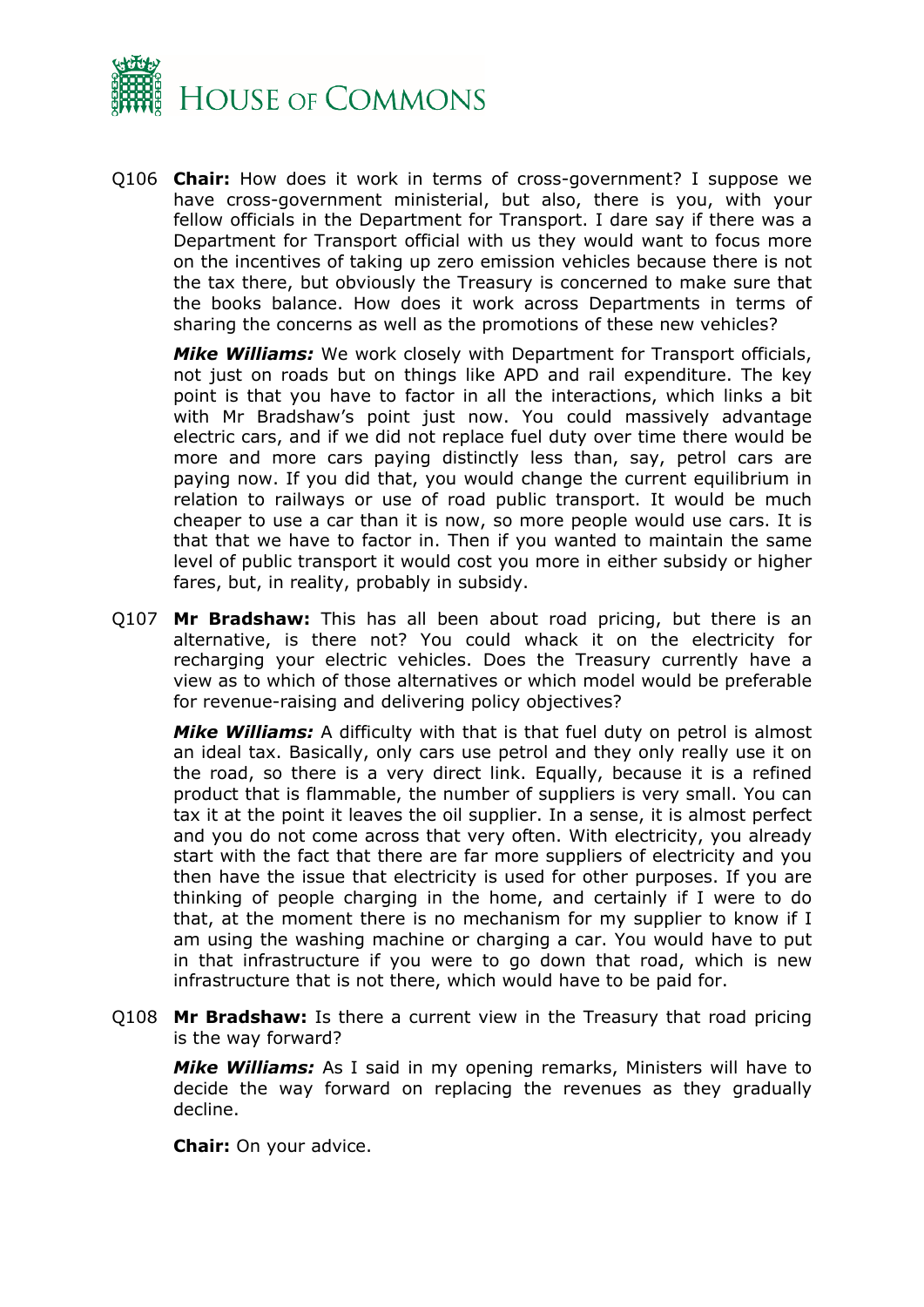Q106 **Chair:** How does it work in terms of cross-government? I suppose we have cross-government ministerial, but also, there is you, with your fellow officials in the Department for Transport. I dare say if there was a Department for Transport official with us they would want to focus more on the incentives of taking up zero emission vehicles because there is not the tax there, but obviously the Treasury is concerned to make sure that the books balance. How does it work across Departments in terms of sharing the concerns as well as the promotions of these new vehicles?

***Mike Williams:*** We work closely with Department for Transport officials, not just on roads but on things like APD and rail expenditure. The key point is that you have to factor in all the interactions, which links a bit with Mr Bradshaw's point just now. You could massively advantage electric cars, and if we did not replace fuel duty over time there would be more and more cars paying distinctly less than, say, petrol cars are paying now. If you did that, you would change the current equilibrium in relation to railways or use of road public transport. It would be much cheaper to use a car than it is now, so more people would use cars. It is that that we have to factor in. Then if you wanted to maintain the same level of public transport it would cost you more in either subsidy or higher fares, but, in reality, probably in subsidy.

Q107 **Mr Bradshaw:** This has all been about road pricing, but there is an alternative, is there not? You could whack it on the electricity for recharging your electric vehicles. Does the Treasury currently have a view as to which of those alternatives or which model would be preferable for revenue-raising and delivering policy objectives?

***Mike Williams:*** A difficulty with that is that fuel duty on petrol is almost an ideal tax. Basically, only cars use petrol and they only really use it on the road, so there is a very direct link. Equally, because it is a refined product that is flammable, the number of suppliers is very small. You can tax it at the point it leaves the oil supplier. In a sense, it is almost perfect and you do not come across that very often. With electricity, you already start with the fact that there are far more suppliers of electricity and you then have the issue that electricity is used for other purposes. If you are thinking of people charging in the home, and certainly if I were to do that, at the moment there is no mechanism for my supplier to know if I am using the washing machine or charging a car. You would have to put in that infrastructure if you were to go down that road, which is new infrastructure that is not there, which would have to be paid for.

Q108 **Mr Bradshaw:** Is there a current view in the Treasury that road pricing is the way forward?

***Mike Williams:*** As I said in my opening remarks, Ministers will have to decide the way forward on replacing the revenues as they gradually decline.

**Chair:** On your advice.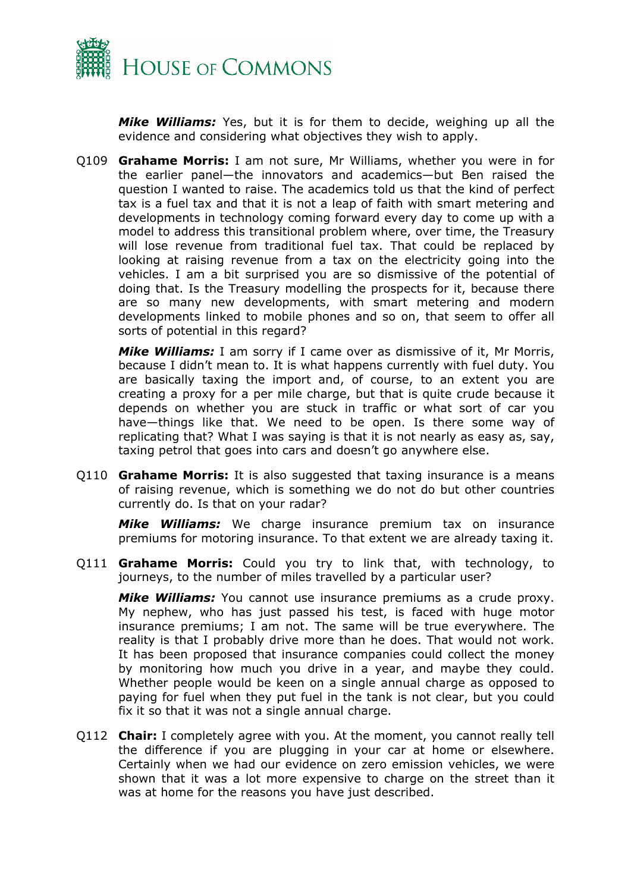***Mike Williams:*** Yes, but it is for them to decide, weighing up all the evidence and considering what objectives they wish to apply.

Q109 **Grahame Morris:** I am not sure, Mr Williams, whether you were in for the earlier panel—the innovators and academics—but Ben raised the question I wanted to raise. The academics told us that the kind of perfect tax is a fuel tax and that it is not a leap of faith with smart metering and developments in technology coming forward every day to come up with a model to address this transitional problem where, over time, the Treasury will lose revenue from traditional fuel tax. That could be replaced by looking at raising revenue from a tax on the electricity going into the vehicles. I am a bit surprised you are so dismissive of the potential of doing that. Is the Treasury modelling the prospects for it, because there are so many new developments, with smart metering and modern developments linked to mobile phones and so on, that seem to offer all sorts of potential in this regard?

***Mike Williams:*** I am sorry if I came over as dismissive of it, Mr Morris, because I didn't mean to. It is what happens currently with fuel duty. You are basically taxing the import and, of course, to an extent you are creating a proxy for a per mile charge, but that is quite crude because it depends on whether you are stuck in traffic or what sort of car you have—things like that. We need to be open. Is there some way of replicating that? What I was saying is that it is not nearly as easy as, say, taxing petrol that goes into cars and doesn't go anywhere else.

Q110 **Grahame Morris:** It is also suggested that taxing insurance is a means of raising revenue, which is something we do not do but other countries currently do. Is that on your radar?

***Mike Williams:*** We charge insurance premium tax on insurance premiums for motoring insurance. To that extent we are already taxing it.

Q111 **Grahame Morris:** Could you try to link that, with technology, to journeys, to the number of miles travelled by a particular user?

***Mike Williams:*** You cannot use insurance premiums as a crude proxy. My nephew, who has just passed his test, is faced with huge motor insurance premiums; I am not. The same will be true everywhere. The reality is that I probably drive more than he does. That would not work. It has been proposed that insurance companies could collect the money by monitoring how much you drive in a year, and maybe they could. Whether people would be keen on a single annual charge as opposed to paying for fuel when they put fuel in the tank is not clear, but you could fix it so that it was not a single annual charge.

Q112 **Chair:** I completely agree with you. At the moment, you cannot really tell the difference if you are plugging in your car at home or elsewhere. Certainly when we had our evidence on zero emission vehicles, we were shown that it was a lot more expensive to charge on the street than it was at home for the reasons you have just described.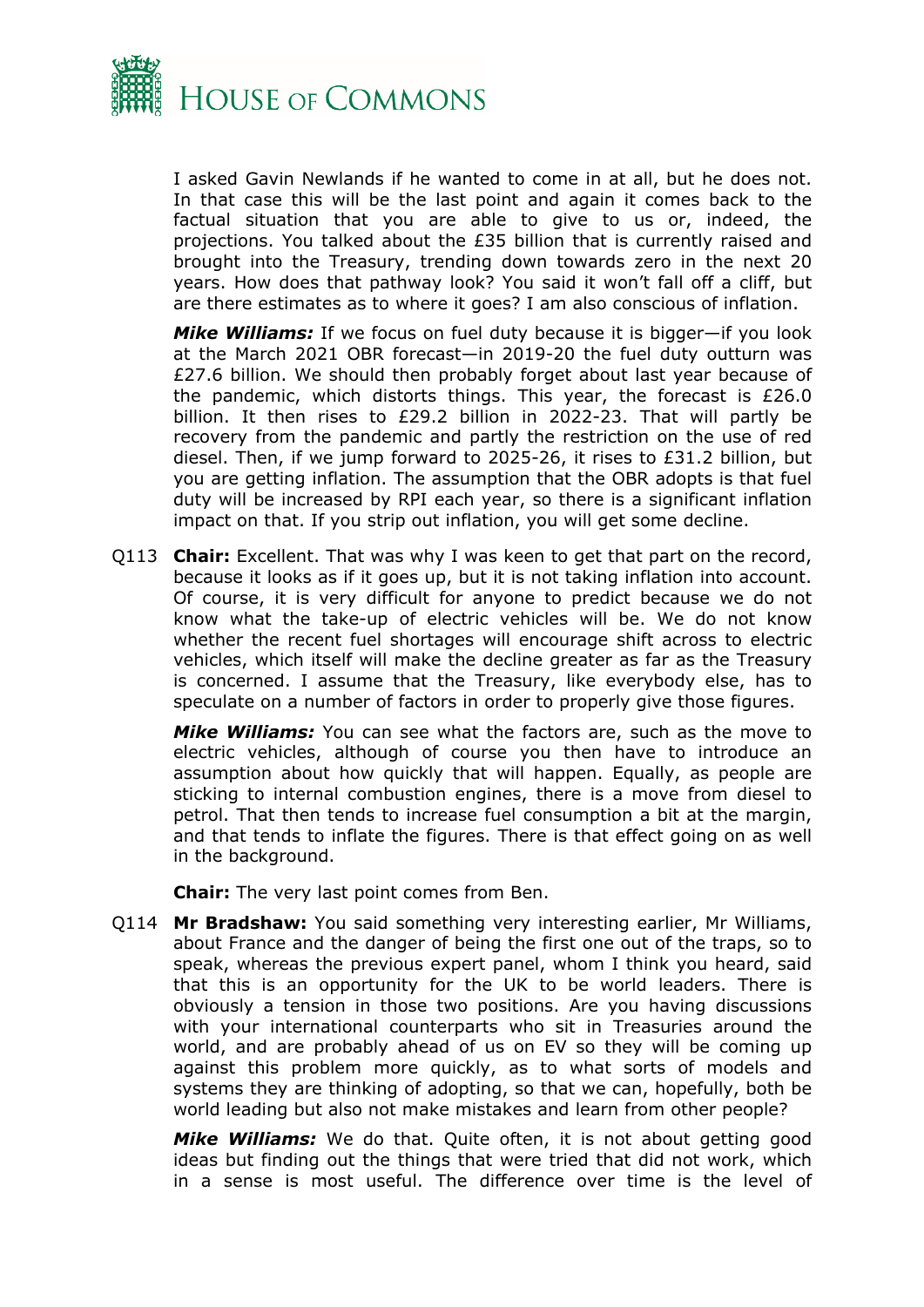I asked Gavin Newlands if he wanted to come in at all, but he does not. In that case this will be the last point and again it comes back to the factual situation that you are able to give to us or, indeed, the projections. You talked about the £35 billion that is currently raised and brought into the Treasury, trending down towards zero in the next 20 years. How does that pathway look? You said it won't fall off a cliff, but are there estimates as to where it goes? I am also conscious of inflation.

***Mike Williams:*** If we focus on fuel duty because it is bigger—if you look at the March 2021 OBR forecast—in 2019-20 the fuel duty outturn was £27.6 billion. We should then probably forget about last year because of the pandemic, which distorts things. This year, the forecast is £26.0 billion. It then rises to £29.2 billion in 2022-23. That will partly be recovery from the pandemic and partly the restriction on the use of red diesel. Then, if we jump forward to 2025-26, it rises to £31.2 billion, but you are getting inflation. The assumption that the OBR adopts is that fuel duty will be increased by RPI each year, so there is a significant inflation impact on that. If you strip out inflation, you will get some decline.

Q113 **Chair:** Excellent. That was why I was keen to get that part on the record, because it looks as if it goes up, but it is not taking inflation into account. Of course, it is very difficult for anyone to predict because we do not know what the take-up of electric vehicles will be. We do not know whether the recent fuel shortages will encourage shift across to electric vehicles, which itself will make the decline greater as far as the Treasury is concerned. I assume that the Treasury, like everybody else, has to speculate on a number of factors in order to properly give those figures.

***Mike Williams:*** You can see what the factors are, such as the move to electric vehicles, although of course you then have to introduce an assumption about how quickly that will happen. Equally, as people are sticking to internal combustion engines, there is a move from diesel to petrol. That then tends to increase fuel consumption a bit at the margin, and that tends to inflate the figures. There is that effect going on as well in the background.

**Chair:** The very last point comes from Ben.

Q114 **Mr Bradshaw:** You said something very interesting earlier, Mr Williams, about France and the danger of being the first one out of the traps, so to speak, whereas the previous expert panel, whom I think you heard, said that this is an opportunity for the UK to be world leaders. There is obviously a tension in those two positions. Are you having discussions with your international counterparts who sit in Treasuries around the world, and are probably ahead of us on EV so they will be coming up against this problem more quickly, as to what sorts of models and systems they are thinking of adopting, so that we can, hopefully, both be world leading but also not make mistakes and learn from other people?

***Mike Williams:*** We do that. Quite often, it is not about getting good ideas but finding out the things that were tried that did not work, which in a sense is most useful. The difference over time is the level of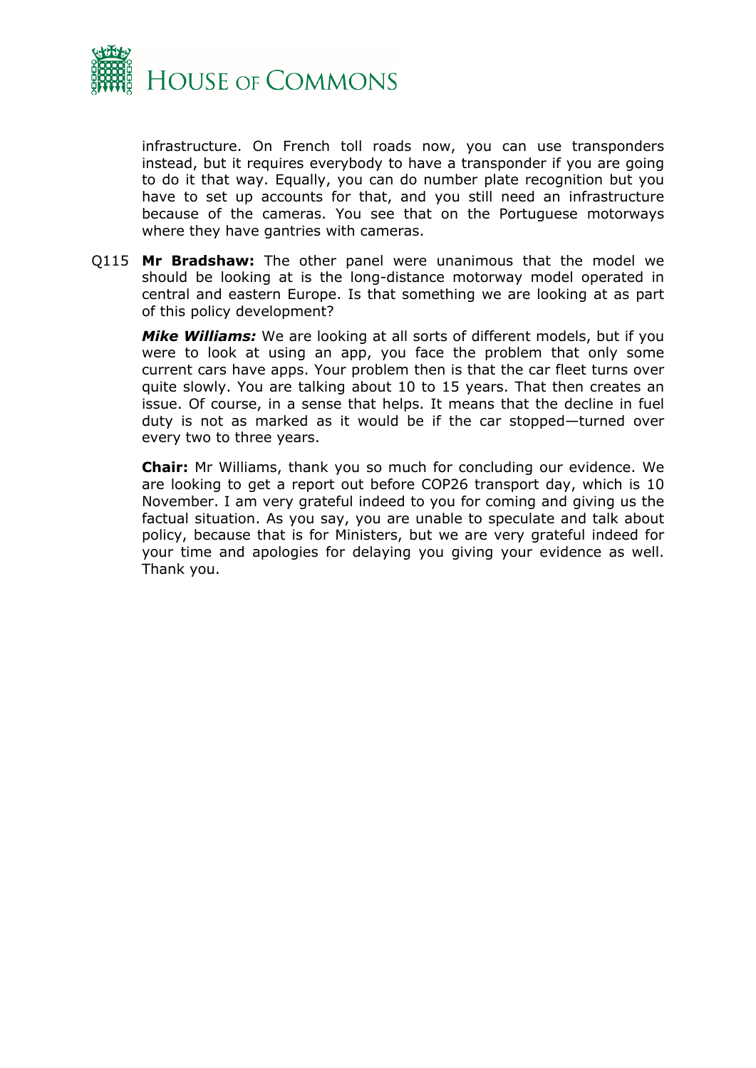infrastructure. On French toll roads now, you can use transponders instead, but it requires everybody to have a transponder if you are going to do it that way. Equally, you can do number plate recognition but you have to set up accounts for that, and you still need an infrastructure because of the cameras. You see that on the Portuguese motorways where they have gantries with cameras.

Q115 **Mr Bradshaw:** The other panel were unanimous that the model we should be looking at is the long-distance motorway model operated in central and eastern Europe. Is that something we are looking at as part of this policy development?

***Mike Williams:*** We are looking at all sorts of different models, but if you were to look at using an app, you face the problem that only some current cars have apps. Your problem then is that the car fleet turns over quite slowly. You are talking about 10 to 15 years. That then creates an issue. Of course, in a sense that helps. It means that the decline in fuel duty is not as marked as it would be if the car stopped—turned over every two to three years.

**Chair:** Mr Williams, thank you so much for concluding our evidence. We are looking to get a report out before COP26 transport day, which is 10 November. I am very grateful indeed to you for coming and giving us the factual situation. As you say, you are unable to speculate and talk about policy, because that is for Ministers, but we are very grateful indeed for your time and apologies for delaying you giving your evidence as well. Thank you.